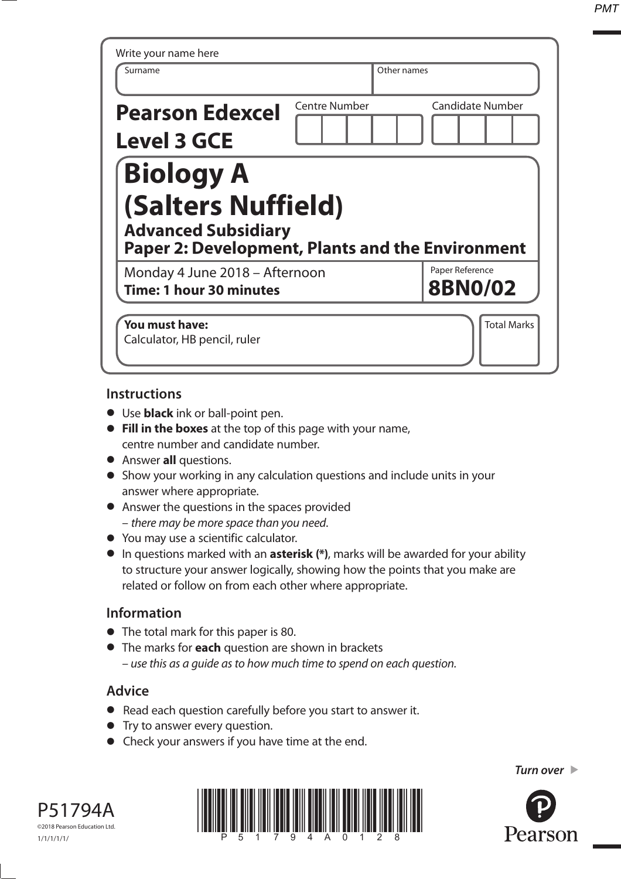Write your name here

| Surname | Other names |
| --- | --- |
| | |

**Pearson Edexcel Level 3 GCE**

| Centre Number | Candidate Number |
| --- | --- |
| | |

# Biology A (Salters Nuffield)

## Advanced Subsidiary
## Paper 2: Development, Plants and the Environment

Monday 4 June 2018 – Afternoon
**Time: 1 hour 30 minutes**

Paper Reference **8BN0/02**

**You must have:**
Calculator, HB pencil, ruler

Total Marks

## Instructions

- Use **black** ink or ball-point pen.
- **Fill in the boxes** at the top of this page with your name, centre number and candidate number.
- Answer **all** questions.
- Show your working in any calculation questions and include units in your answer where appropriate.
- Answer the questions in the spaces provided – *there may be more space than you need*.
- You may use a scientific calculator.
- In questions marked with an **asterisk (*)**, marks will be awarded for your ability to structure your answer logically, showing how the points that you make are related or follow on from each other where appropriate.

## Information

- The total mark for this paper is 80.
- The marks for **each** question are shown in brackets – *use this as a guide as to how much time to spend on each question.*

## Advice

- Read each question carefully before you start to answer it.
- Try to answer every question.
- Check your answers if you have time at the end.

*Turn over*

P51794A
©2018 Pearson Education Ltd.
1/1/1/1/1/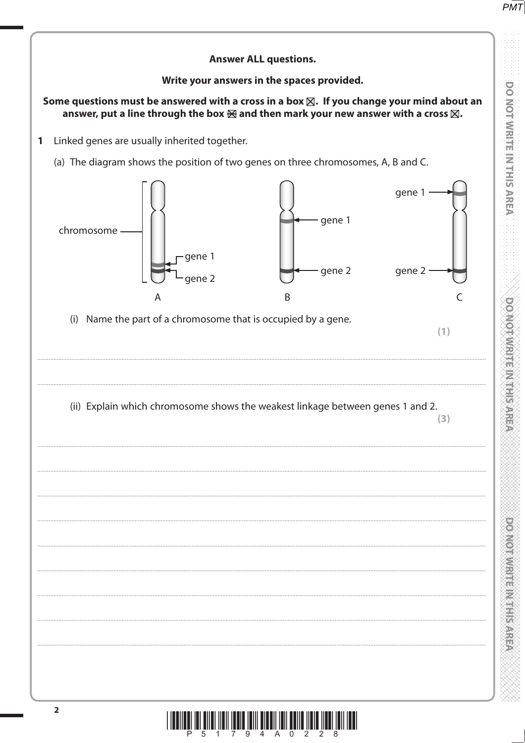**Answer ALL questions.**

**Write your answers in the spaces provided.**

**Some questions must be answered with a cross in a box ☒. If you change your mind about an answer, put a line through the box ☒ and then mark your new answer with a cross ☒.**

**1** Linked genes are usually inherited together.

(a) The diagram shows the position of two genes on three chromosomes, A, B and C.

chromosome — gene 1, gene 2 (A); gene 1, gene 2 (B); gene 1, gene 2 (C)

A B C

(i) Name the part of a chromosome that is occupied by a gene.

**(1)**

.......................................................................................................................................................................................................................................................................................

(ii) Explain which chromosome shows the weakest linkage between genes 1 and 2.

**(3)**

.......................................................................................................................................................................................................................................................................................

.......................................................................................................................................................................................................................................................................................

.......................................................................................................................................................................................................................................................................................

.......................................................................................................................................................................................................................................................................................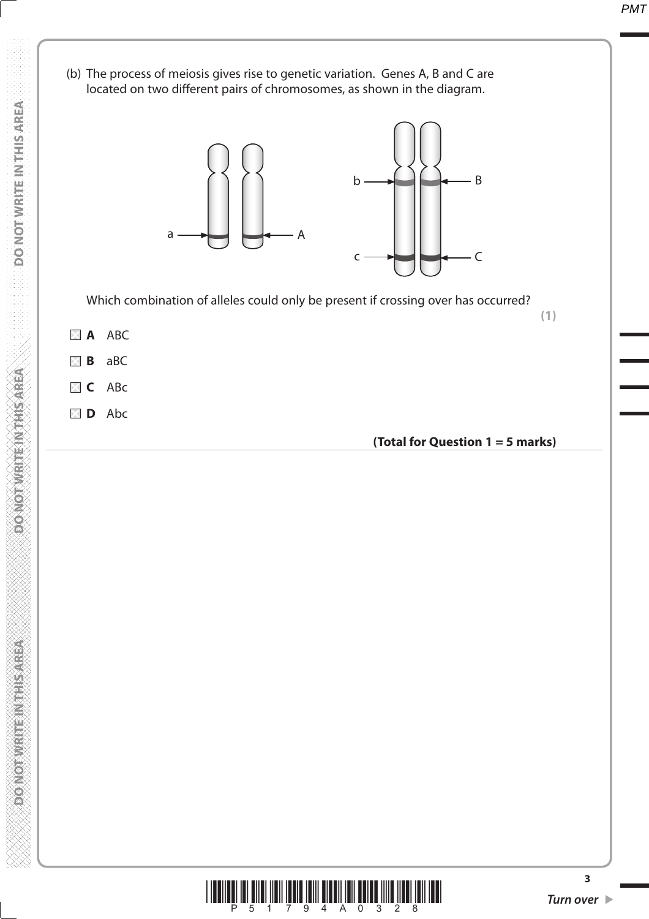(b) The process of meiosis gives rise to genetic variation. Genes A, B and C are located on two different pairs of chromosomes, as shown in the diagram.

Which combination of alleles could only be present if crossing over has occurred?

**(1)**

- **A** ABC
- **B** aBC
- **C** ABc
- **D** Abc

**(Total for Question 1 = 5 marks)**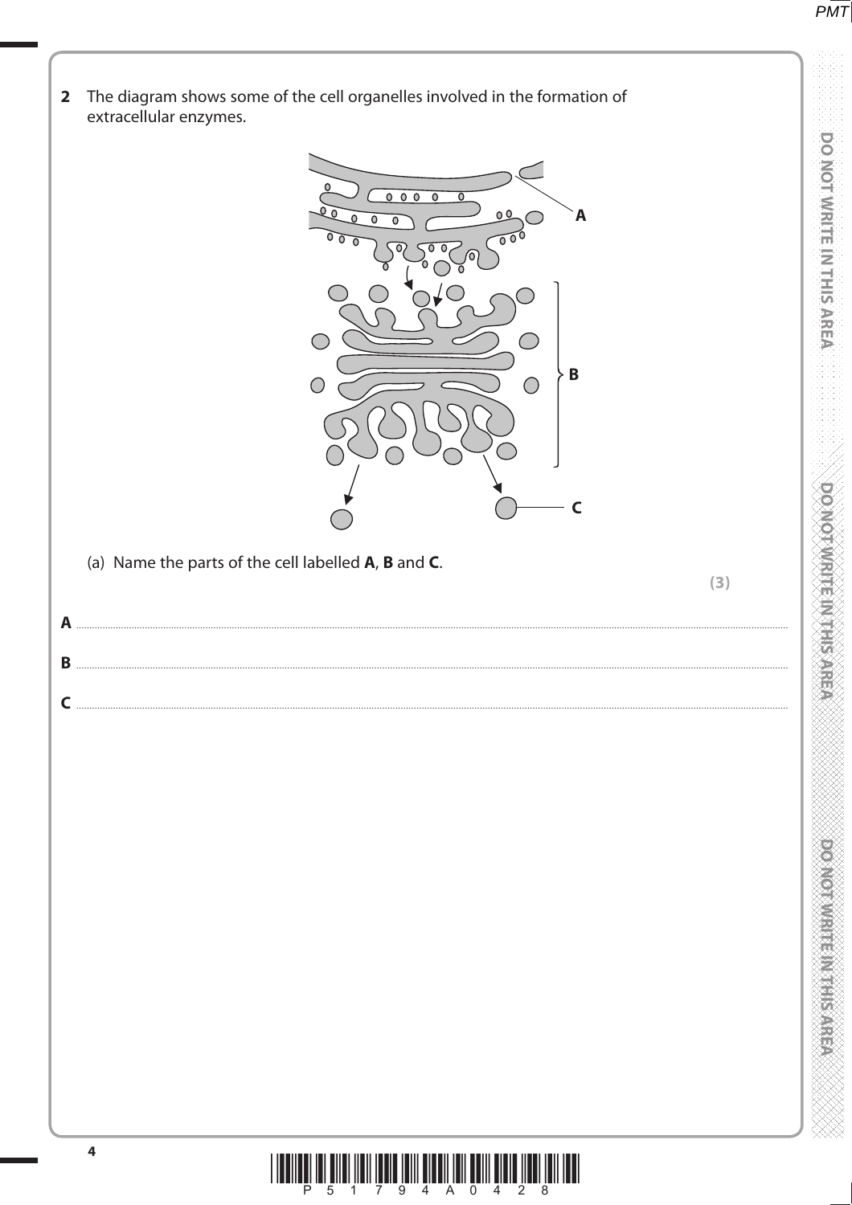**2** The diagram shows some of the cell organelles involved in the formation of extracellular enzymes.

(a) Name the parts of the cell labelled **A**, **B** and **C**.

**(3)**

**A** ..............................................................................................................................................

**B** ..............................................................................................................................................

**C** ..............................................................................................................................................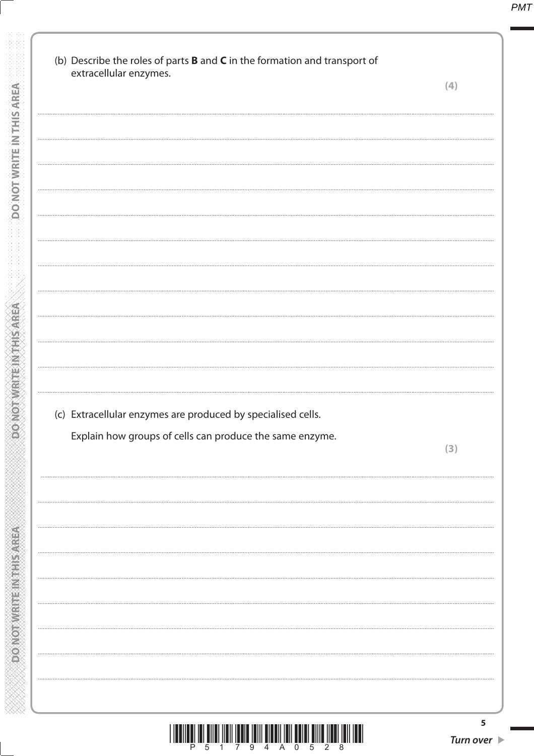(b) Describe the roles of parts **B** and **C** in the formation and transport of extracellular enzymes.

**(4)**

(c) Extracellular enzymes are produced by specialised cells.

Explain how groups of cells can produce the same enzyme.

**(3)**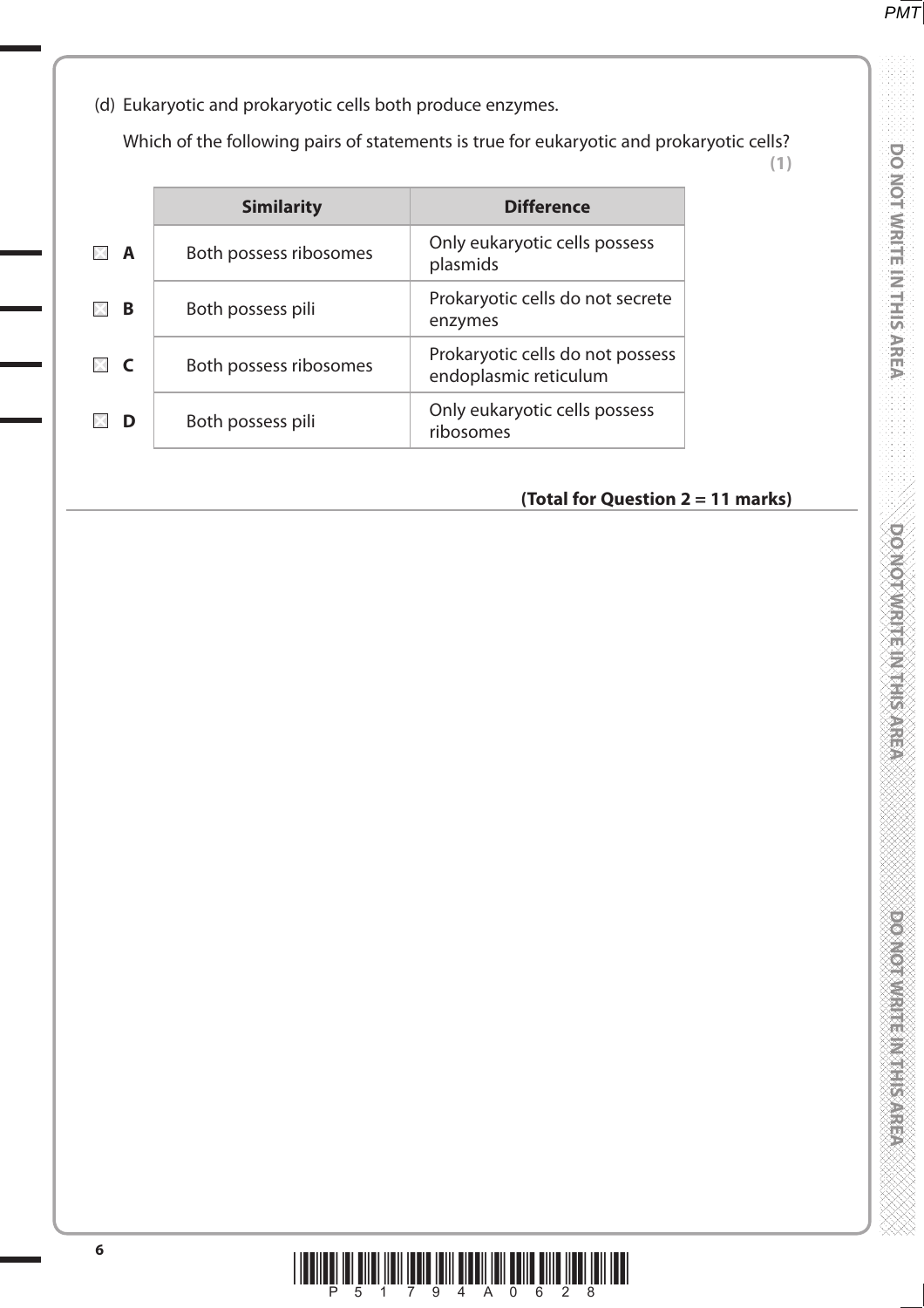(d) Eukaryotic and prokaryotic cells both produce enzymes.

Which of the following pairs of statements is true for eukaryotic and prokaryotic cells?

**(1)**

| | Similarity | Difference |
|---|---|---|
| ☒ **A** | Both possess ribosomes | Only eukaryotic cells possess plasmids |
| ☒ **B** | Both possess pili | Prokaryotic cells do not secrete enzymes |
| ☒ **C** | Both possess ribosomes | Prokaryotic cells do not possess endoplasmic reticulum |
| ☒ **D** | Both possess pili | Only eukaryotic cells possess ribosomes |

**(Total for Question 2 = 11 marks)**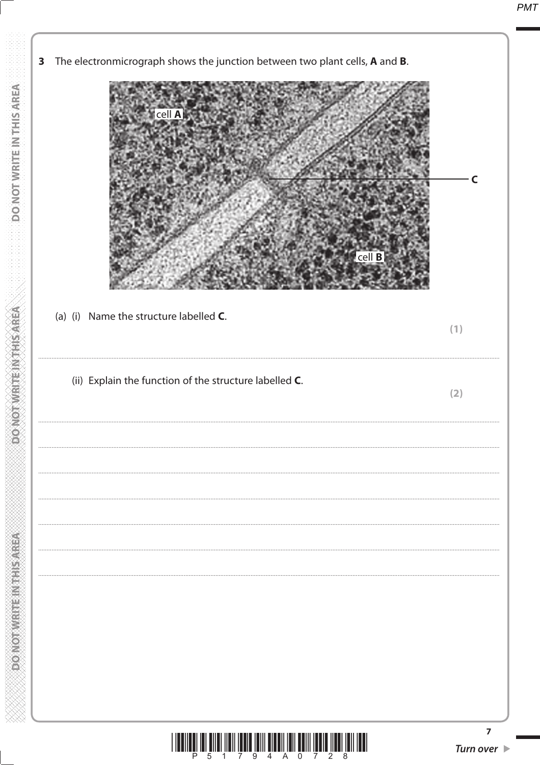**3** The electronmicrograph shows the junction between two plant cells, **A** and **B**.

(a) (i) Name the structure labelled **C**.

**(1)**

.......................................................................................................................................................................................................................

(ii) Explain the function of the structure labelled **C**.

**(2)**

.......................................................................................................................................................................................................................

.......................................................................................................................................................................................................................

.......................................................................................................................................................................................................................

.......................................................................................................................................................................................................................

.......................................................................................................................................................................................................................

.......................................................................................................................................................................................................................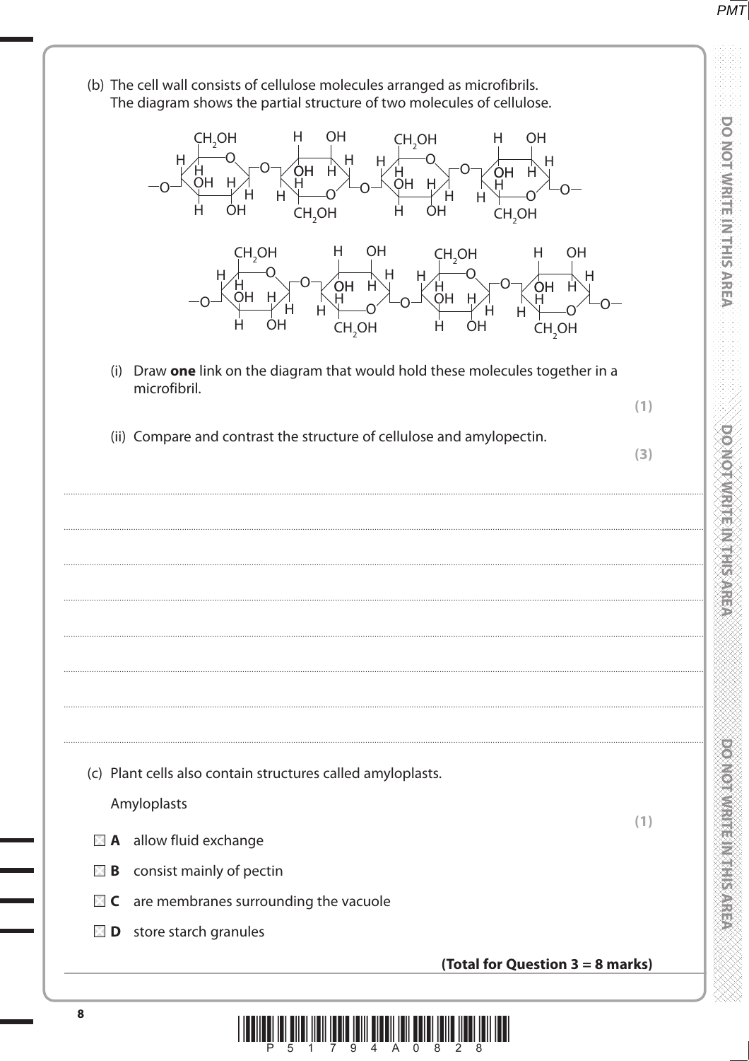(b) The cell wall consists of cellulose molecules arranged as microfibrils.
The diagram shows the partial structure of two molecules of cellulose.

(i) Draw **one** link on the diagram that would hold these molecules together in a microfibril.

**(1)**

(ii) Compare and contrast the structure of cellulose and amylopectin.

**(3)**

.......................................................................................................................................................................................................................................................

.......................................................................................................................................................................................................................................................

.......................................................................................................................................................................................................................................................

.......................................................................................................................................................................................................................................................

.......................................................................................................................................................................................................................................................

.......................................................................................................................................................................................................................................................

.......................................................................................................................................................................................................................................................

(c) Plant cells also contain structures called amyloplasts.

Amyloplasts

**(1)**

- **A** allow fluid exchange
- **B** consist mainly of pectin
- **C** are membranes surrounding the vacuole
- **D** store starch granules

**(Total for Question 3 = 8 marks)**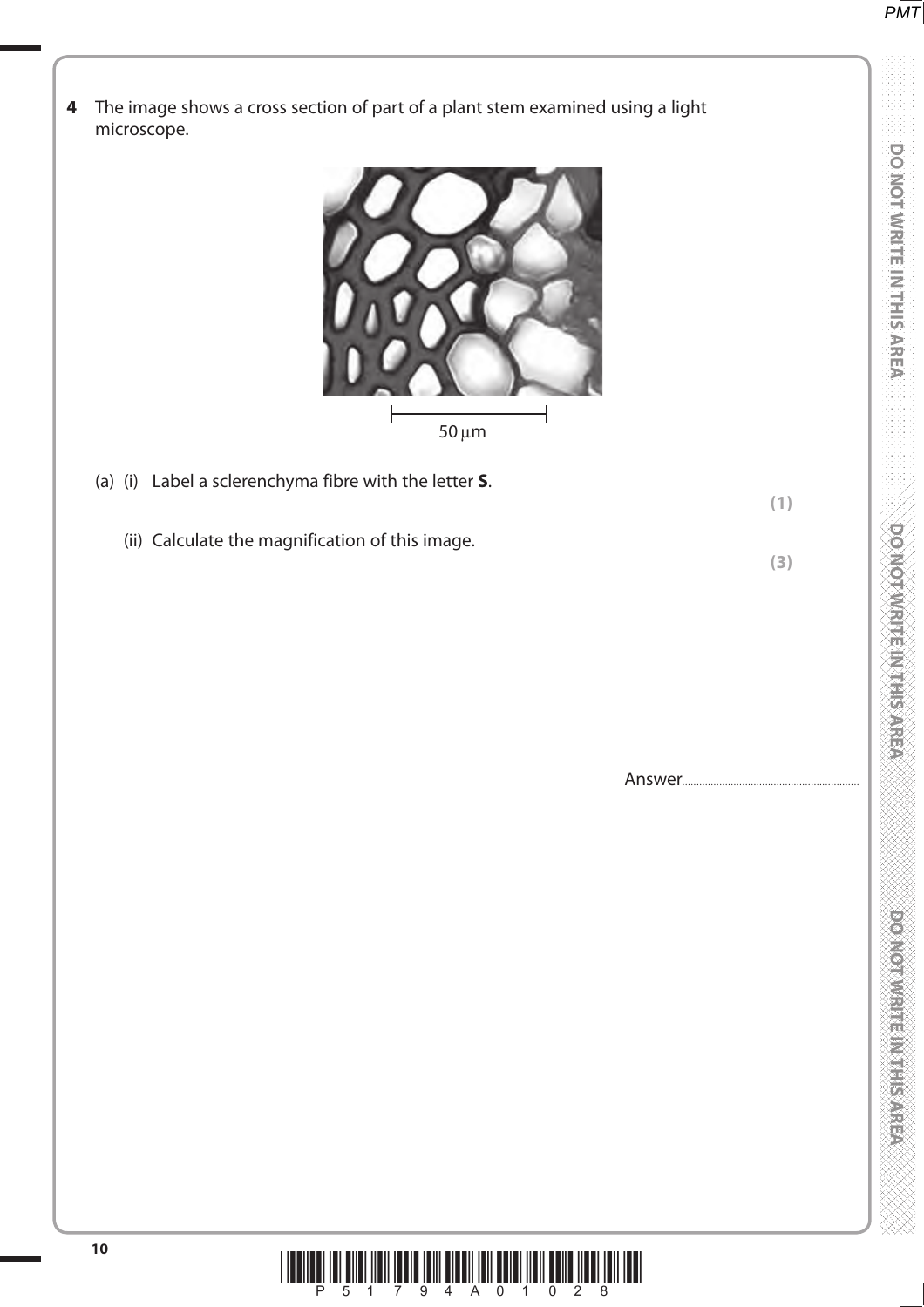**4** The image shows a cross section of part of a plant stem examined using a light microscope.

50 μm

(a) (i) Label a sclerenchyma fibre with the letter **S**.

**(1)**

(ii) Calculate the magnification of this image.

**(3)**

Answer..............................................................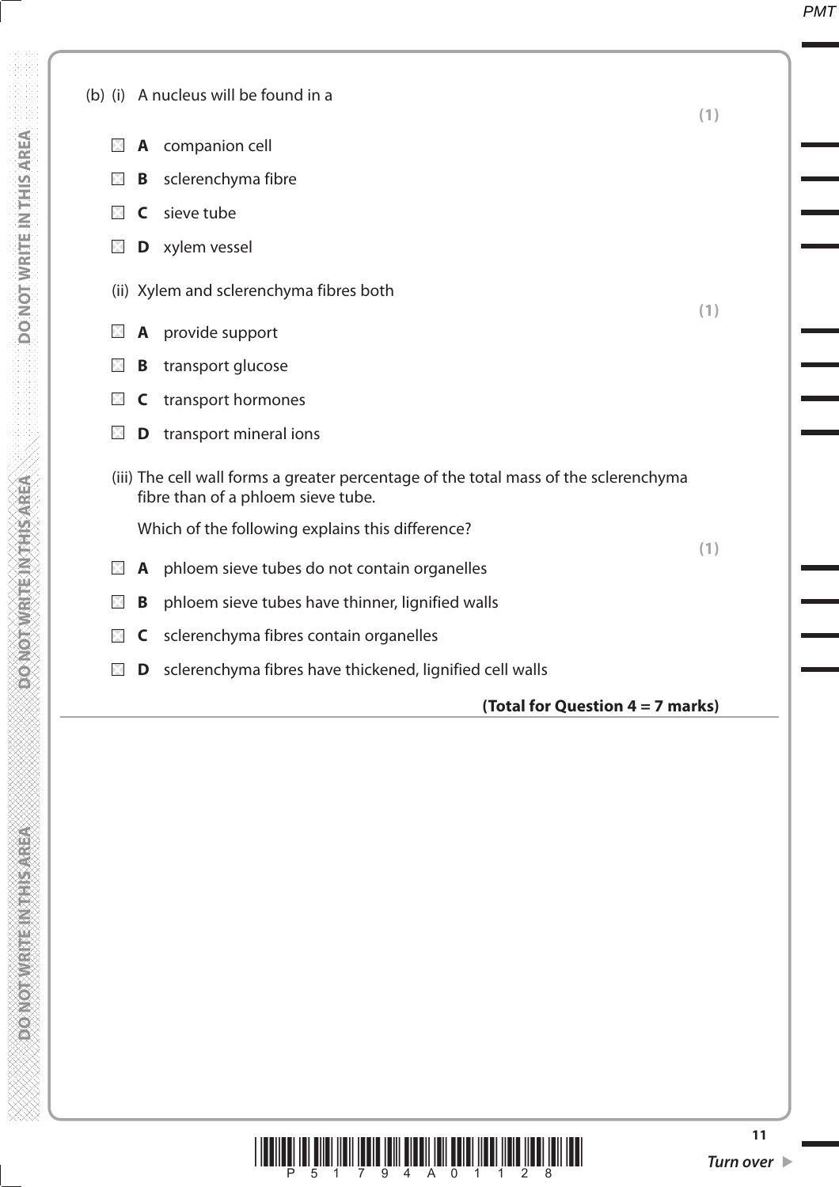(b) (i) A nucleus will be found in a

**(1)**

- ☒ **A** companion cell
- ☒ **B** sclerenchyma fibre
- ☒ **C** sieve tube
- ☒ **D** xylem vessel

(ii) Xylem and sclerenchyma fibres both

**(1)**

- ☒ **A** provide support
- ☒ **B** transport glucose
- ☒ **C** transport hormones
- ☒ **D** transport mineral ions

(iii) The cell wall forms a greater percentage of the total mass of the sclerenchyma fibre than of a phloem sieve tube.

Which of the following explains this difference?

**(1)**

- ☒ **A** phloem sieve tubes do not contain organelles
- ☒ **B** phloem sieve tubes have thinner, lignified walls
- ☒ **C** sclerenchyma fibres contain organelles
- ☒ **D** sclerenchyma fibres have thickened, lignified cell walls

**(Total for Question 4 = 7 marks)**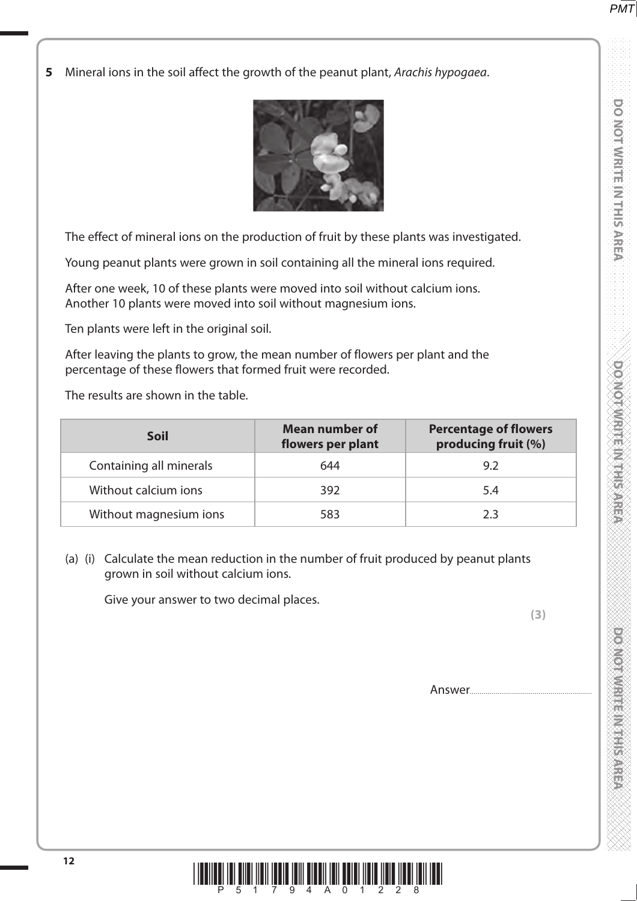**5** Mineral ions in the soil affect the growth of the peanut plant, *Arachis hypogaea*.

The effect of mineral ions on the production of fruit by these plants was investigated.

Young peanut plants were grown in soil containing all the mineral ions required.

After one week, 10 of these plants were moved into soil without calcium ions.
Another 10 plants were moved into soil without magnesium ions.

Ten plants were left in the original soil.

After leaving the plants to grow, the mean number of flowers per plant and the percentage of these flowers that formed fruit were recorded.

The results are shown in the table.

| Soil | Mean number of flowers per plant | Percentage of flowers producing fruit (%) |
|---|---|---|
| Containing all minerals | 644 | 9.2 |
| Without calcium ions | 392 | 5.4 |
| Without magnesium ions | 583 | 2.3 |

(a) (i) Calculate the mean reduction in the number of fruit produced by peanut plants grown in soil without calcium ions.

Give your answer to two decimal places.

**(3)**

Answer.............................................................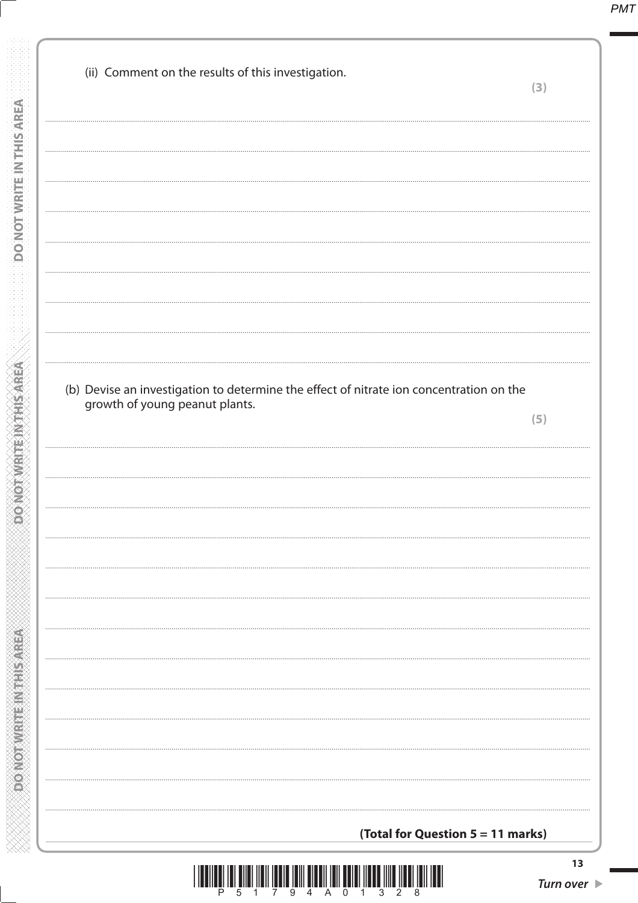(ii) Comment on the results of this investigation.

**(3)**

(b) Devise an investigation to determine the effect of nitrate ion concentration on the growth of young peanut plants.

**(5)**

**(Total for Question 5 = 11 marks)**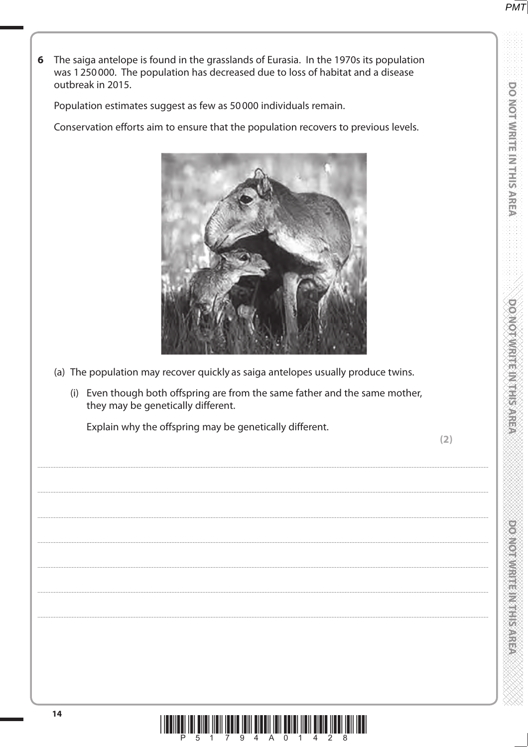**6** The saiga antelope is found in the grasslands of Eurasia. In the 1970s its population was 1 250 000. The population has decreased due to loss of habitat and a disease outbreak in 2015.

Population estimates suggest as few as 50 000 individuals remain.

Conservation efforts aim to ensure that the population recovers to previous levels.

(a) The population may recover quickly as saiga antelopes usually produce twins.

(i) Even though both offspring are from the same father and the same mother, they may be genetically different.

Explain why the offspring may be genetically different.

**(2)**

..............................................................................................................................................

..............................................................................................................................................

..............................................................................................................................................

..............................................................................................................................................

..............................................................................................................................................

..............................................................................................................................................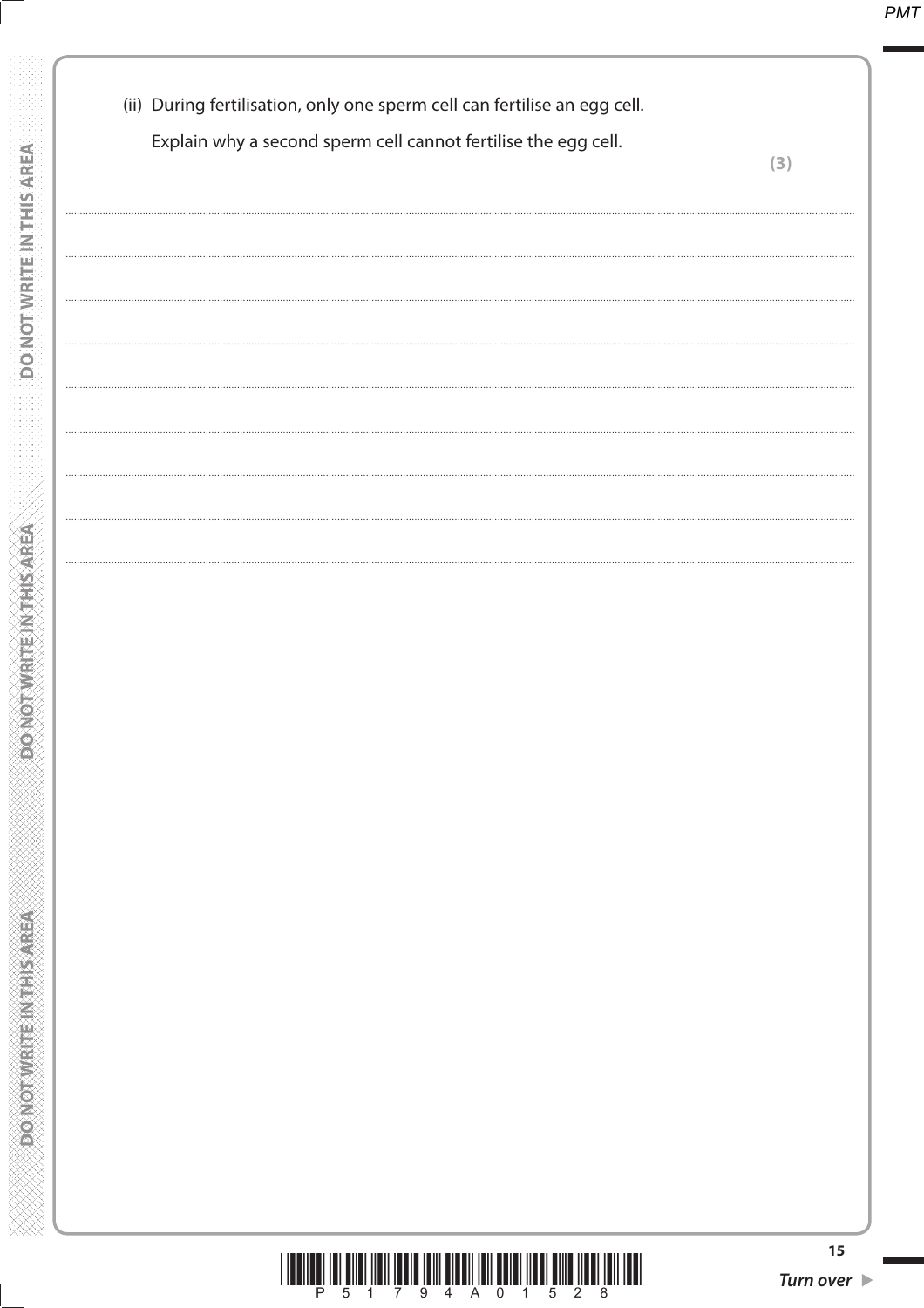(ii) During fertilisation, only one sperm cell can fertilise an egg cell.

Explain why a second sperm cell cannot fertilise the egg cell.

**(3)**

.......................................................................................................................................................................................

.......................................................................................................................................................................................

.......................................................................................................................................................................................

.......................................................................................................................................................................................

.......................................................................................................................................................................................

.......................................................................................................................................................................................

.......................................................................................................................................................................................

.......................................................................................................................................................................................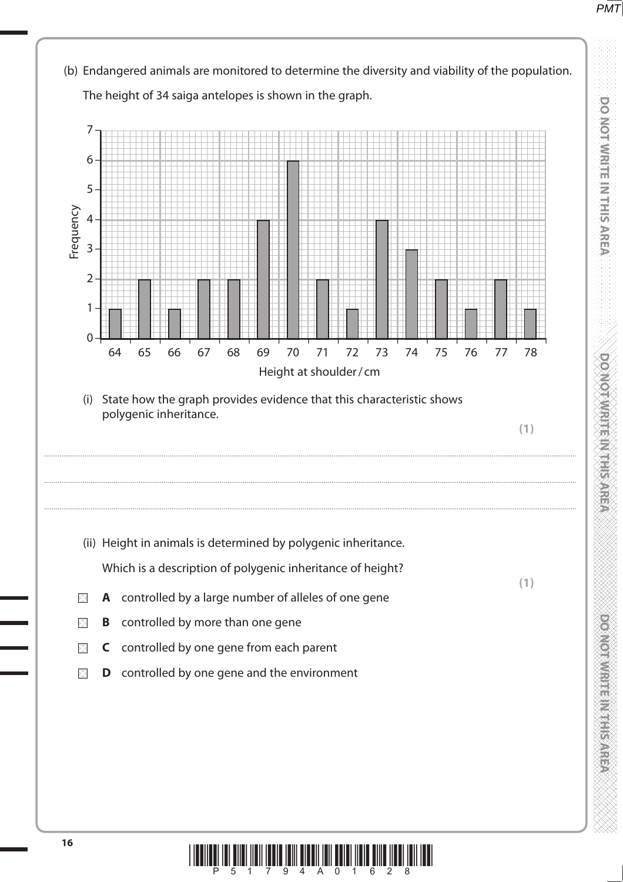(b) Endangered animals are monitored to determine the diversity and viability of the population.

The height of 34 saiga antelopes is shown in the graph.

| Height at shoulder / cm | 64 | 65 | 66 | 67 | 68 | 69 | 70 | 71 | 72 | 73 | 74 | 75 | 76 | 77 | 78 |
|---|---|---|---|---|---|---|---|---|---|---|---|---|---|---|---|
| Frequency | 1 | 2 | 1 | 2 | 2 | 4 | 6 | 2 | 1 | 4 | 3 | 2 | 1 | 2 | 1 |

(i) State how the graph provides evidence that this characteristic shows polygenic inheritance.

**(1)**

.......................................................................................................................................................

.......................................................................................................................................................

.......................................................................................................................................................

(ii) Height in animals is determined by polygenic inheritance.

Which is a description of polygenic inheritance of height?

**(1)**

☐ **A** controlled by a large number of alleles of one gene

☐ **B** controlled by more than one gene

☐ **C** controlled by one gene from each parent

☐ **D** controlled by one gene and the environment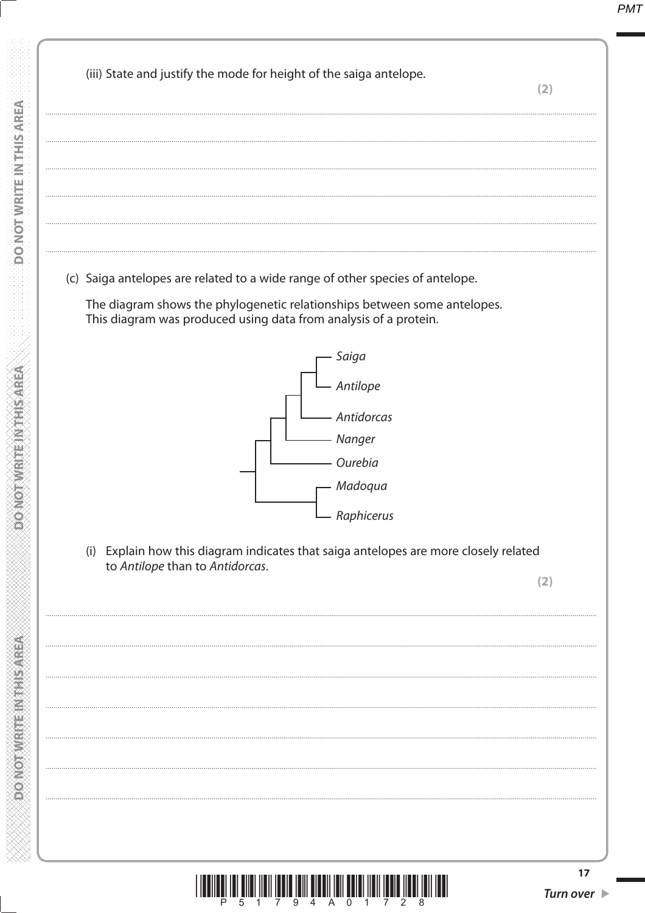(iii) State and justify the mode for height of the saiga antelope.

**(2)**

.......................................................................................................................................................................................

.......................................................................................................................................................................................

.......................................................................................................................................................................................

.......................................................................................................................................................................................

.......................................................................................................................................................................................

(c) Saiga antelopes are related to a wide range of other species of antelope.

The diagram shows the phylogenetic relationships between some antelopes. This diagram was produced using data from analysis of a protein.

*Saiga*

*Antilope*

*Antidorcas*

*Nanger*

*Ourebia*

*Madoqua*

*Raphicerus*

(i) Explain how this diagram indicates that saiga antelopes are more closely related to *Antilope* than to *Antidorcas*.

**(2)**

.......................................................................................................................................................................................

.......................................................................................................................................................................................

.......................................................................................................................................................................................

.......................................................................................................................................................................................

.......................................................................................................................................................................................

.......................................................................................................................................................................................

.......................................................................................................................................................................................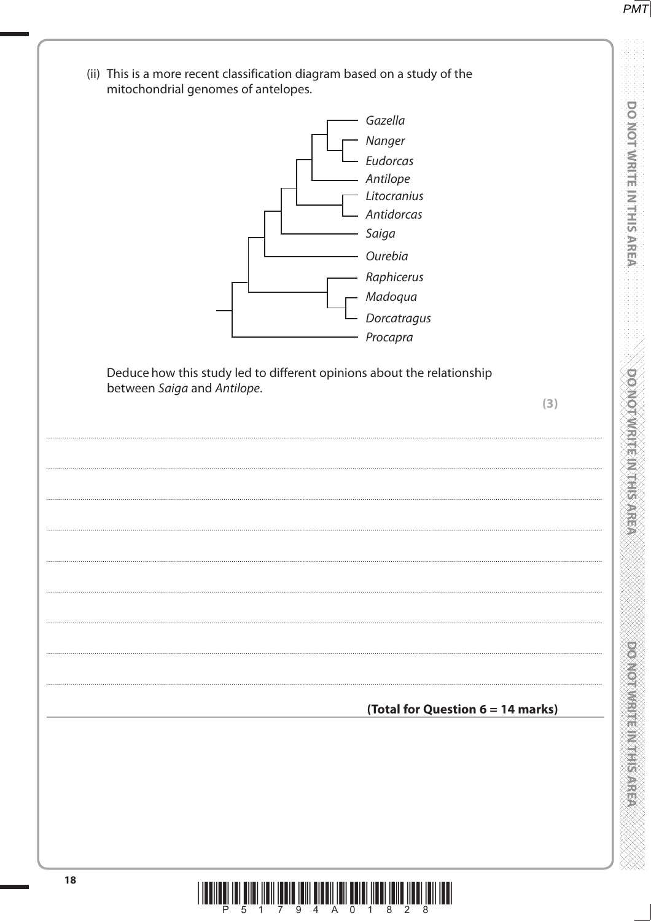(ii) This is a more recent classification diagram based on a study of the mitochondrial genomes of antelopes.

*Gazella*
*Nanger*
*Eudorcas*
*Antilope*
*Litocranius*
*Antidorcas*
*Saiga*
*Ourebia*
*Raphicerus*
*Madoqua*
*Dorcatragus*
*Procapra*

Deduce how this study led to different opinions about the relationship between *Saiga* and *Antilope*.

**(3)**

..............................................................................................................................................

..............................................................................................................................................

..............................................................................................................................................

..............................................................................................................................................

..............................................................................................................................................

..............................................................................................................................................

..............................................................................................................................................

..............................................................................................................................................

**(Total for Question 6 = 14 marks)**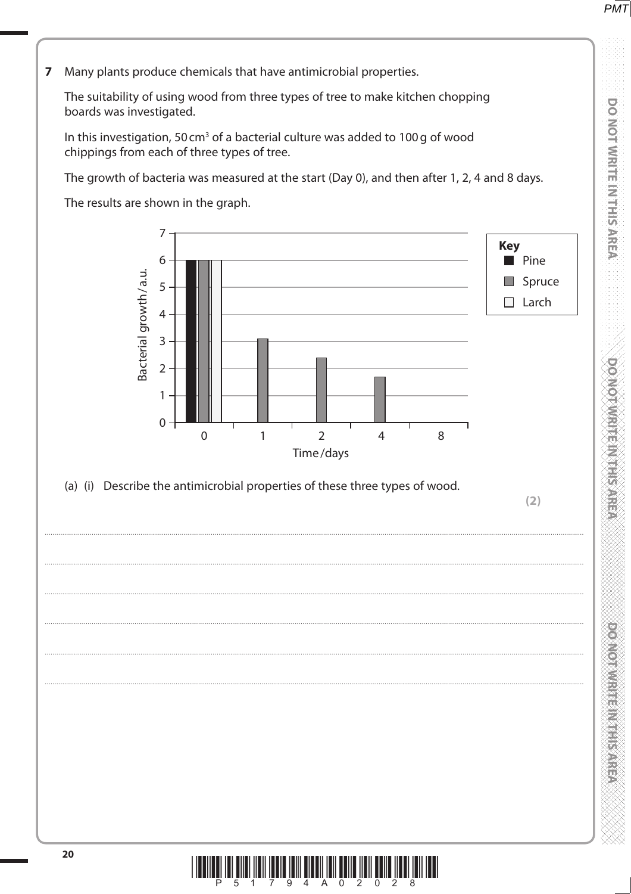**7** Many plants produce chemicals that have antimicrobial properties.

The suitability of using wood from three types of tree to make kitchen chopping boards was investigated.

In this investigation, 50 cm$^3$ of a bacterial culture was added to 100 g of wood chippings from each of three types of tree.

The growth of bacteria was measured at the start (Day 0), and then after 1, 2, 4 and 8 days.

The results are shown in the graph.

| Time / days | Pine | Spruce | Larch |
|---|---|---|---|
| 0 | 6 | 6 | 6 |
| 1 | 0 | 3.1 | 0 |
| 2 | 0 | 2.4 | 0 |
| 4 | 0 | 1.7 | 0 |
| 8 | 0 | 0 | 0 |

Bacterial growth / a.u.

(a) (i) Describe the antimicrobial properties of these three types of wood.

**(2)**

..............................................................................................................................................

..............................................................................................................................................

..............................................................................................................................................

..............................................................................................................................................

..............................................................................................................................................

..............................................................................................................................................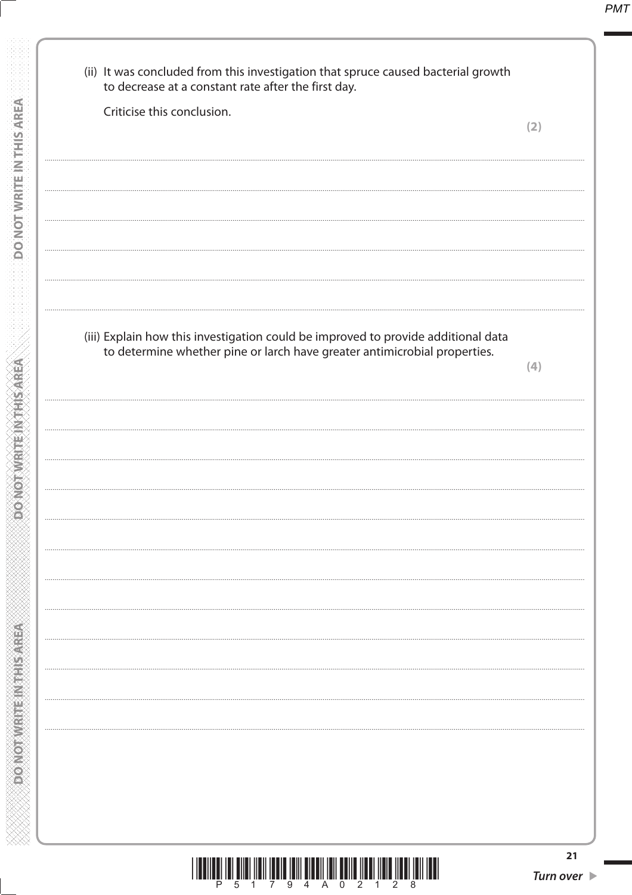(ii) It was concluded from this investigation that spruce caused bacterial growth to decrease at a constant rate after the first day.

Criticise this conclusion.

**(2)**

.......................................................................................................................................................................................

.......................................................................................................................................................................................

.......................................................................................................................................................................................

.......................................................................................................................................................................................

.......................................................................................................................................................................................

.......................................................................................................................................................................................

(iii) Explain how this investigation could be improved to provide additional data to determine whether pine or larch have greater antimicrobial properties.

**(4)**

.......................................................................................................................................................................................

.......................................................................................................................................................................................

.......................................................................................................................................................................................

.......................................................................................................................................................................................

.......................................................................................................................................................................................

.......................................................................................................................................................................................

.......................................................................................................................................................................................

.......................................................................................................................................................................................

.......................................................................................................................................................................................

.......................................................................................................................................................................................

.......................................................................................................................................................................................

.......................................................................................................................................................................................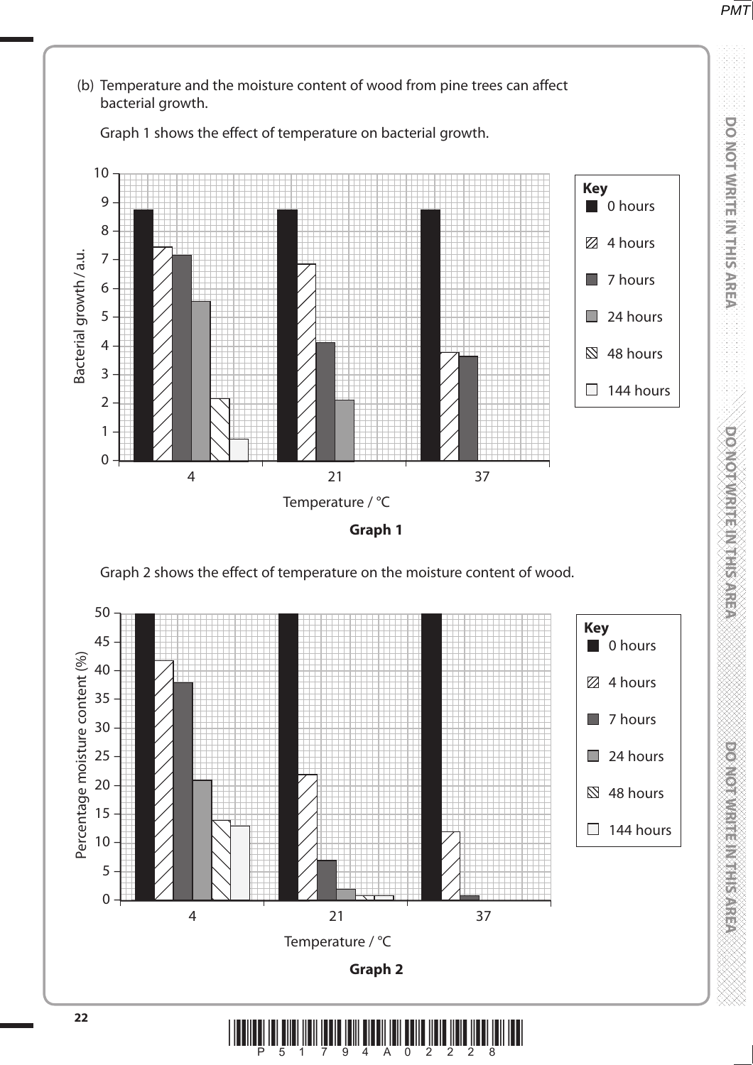(b) Temperature and the moisture content of wood from pine trees can affect bacterial growth.

Graph 1 shows the effect of temperature on bacterial growth.

**Graph 1**

Graph 2 shows the effect of temperature on the moisture content of wood.

**Graph 2**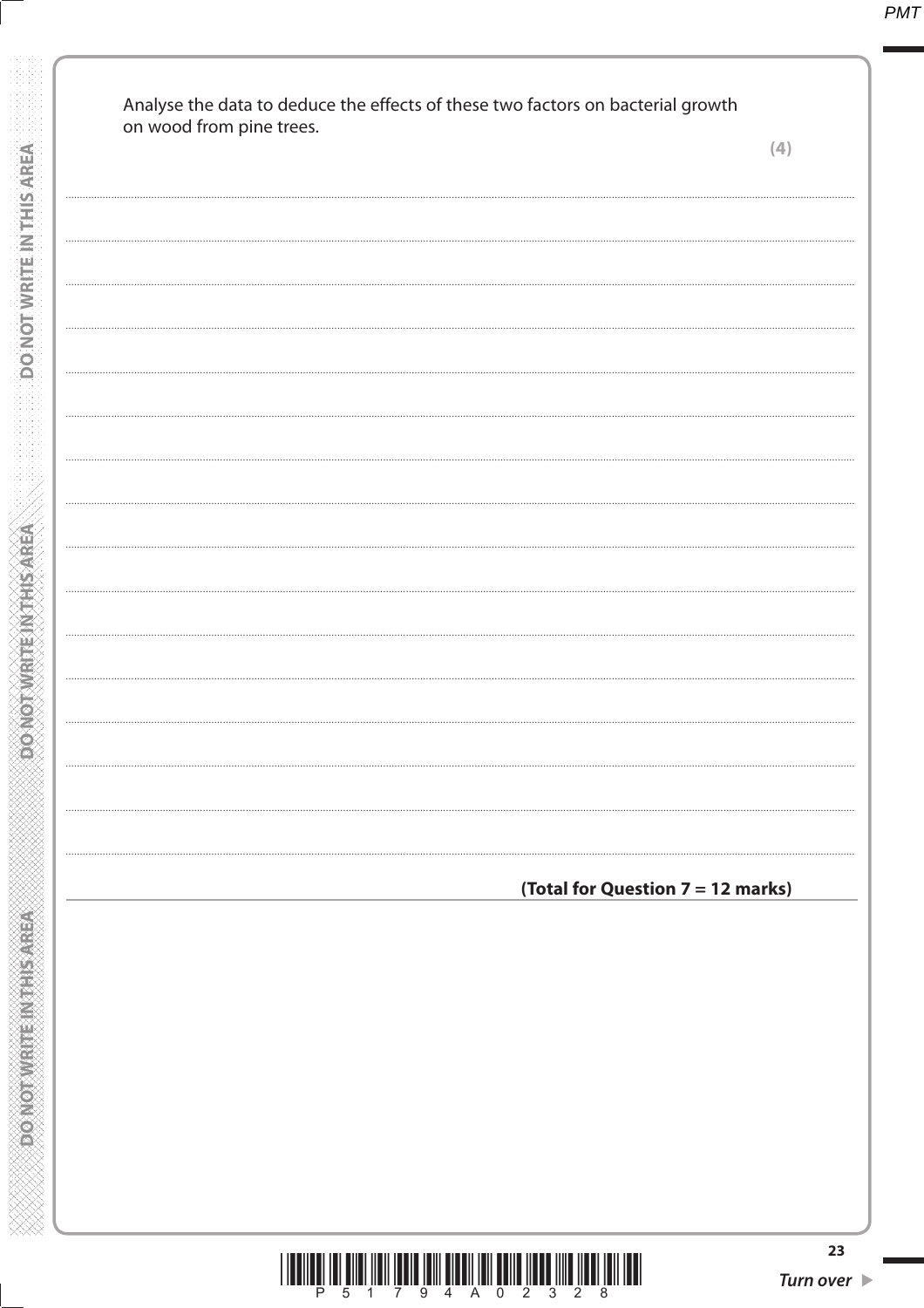Analyse the data to deduce the effects of these two factors on bacterial growth on wood from pine trees.

**(4)**

**(Total for Question 7 = 12 marks)**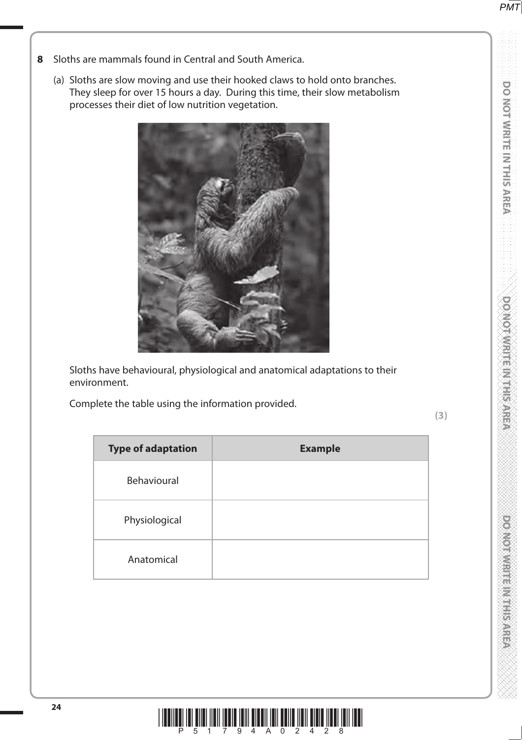**8** Sloths are mammals found in Central and South America.

(a) Sloths are slow moving and use their hooked claws to hold onto branches. They sleep for over 15 hours a day. During this time, their slow metabolism processes their diet of low nutrition vegetation.

Sloths have behavioural, physiological and anatomical adaptations to their environment.

Complete the table using the information provided.

**(3)**

| **Type of adaptation** | **Example** |
|---|---|
| Behavioural | |
| Physiological | |
| Anatomical | |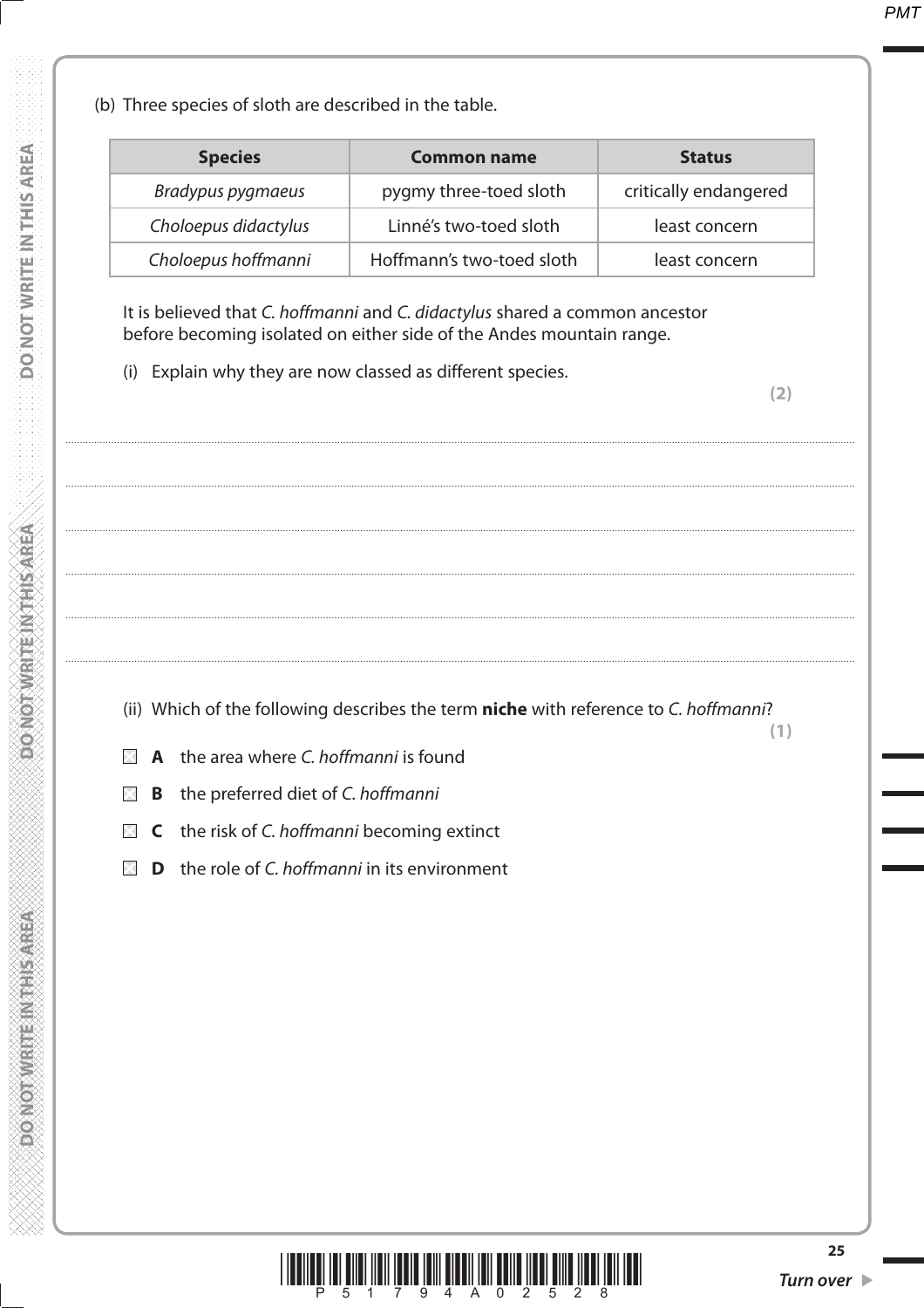(b) Three species of sloth are described in the table.

| Species | Common name | Status |
|---|---|---|
| *Bradypus pygmaeus* | pygmy three-toed sloth | critically endangered |
| *Choloepus didactylus* | Linné's two-toed sloth | least concern |
| *Choloepus hoffmanni* | Hoffmann's two-toed sloth | least concern |

It is believed that *C. hoffmanni* and *C. didactylus* shared a common ancestor before becoming isolated on either side of the Andes mountain range.

(i) Explain why they are now classed as different species.

**(2)**

.......................................................................................................................................................................................

.......................................................................................................................................................................................

.......................................................................................................................................................................................

.......................................................................................................................................................................................

.......................................................................................................................................................................................

(ii) Which of the following describes the term **niche** with reference to *C. hoffmanni*?

**(1)**

☒ **A** the area where *C. hoffmanni* is found

☒ **B** the preferred diet of *C. hoffmanni*

☒ **C** the risk of *C. hoffmanni* becoming extinct

☒ **D** the role of *C. hoffmanni* in its environment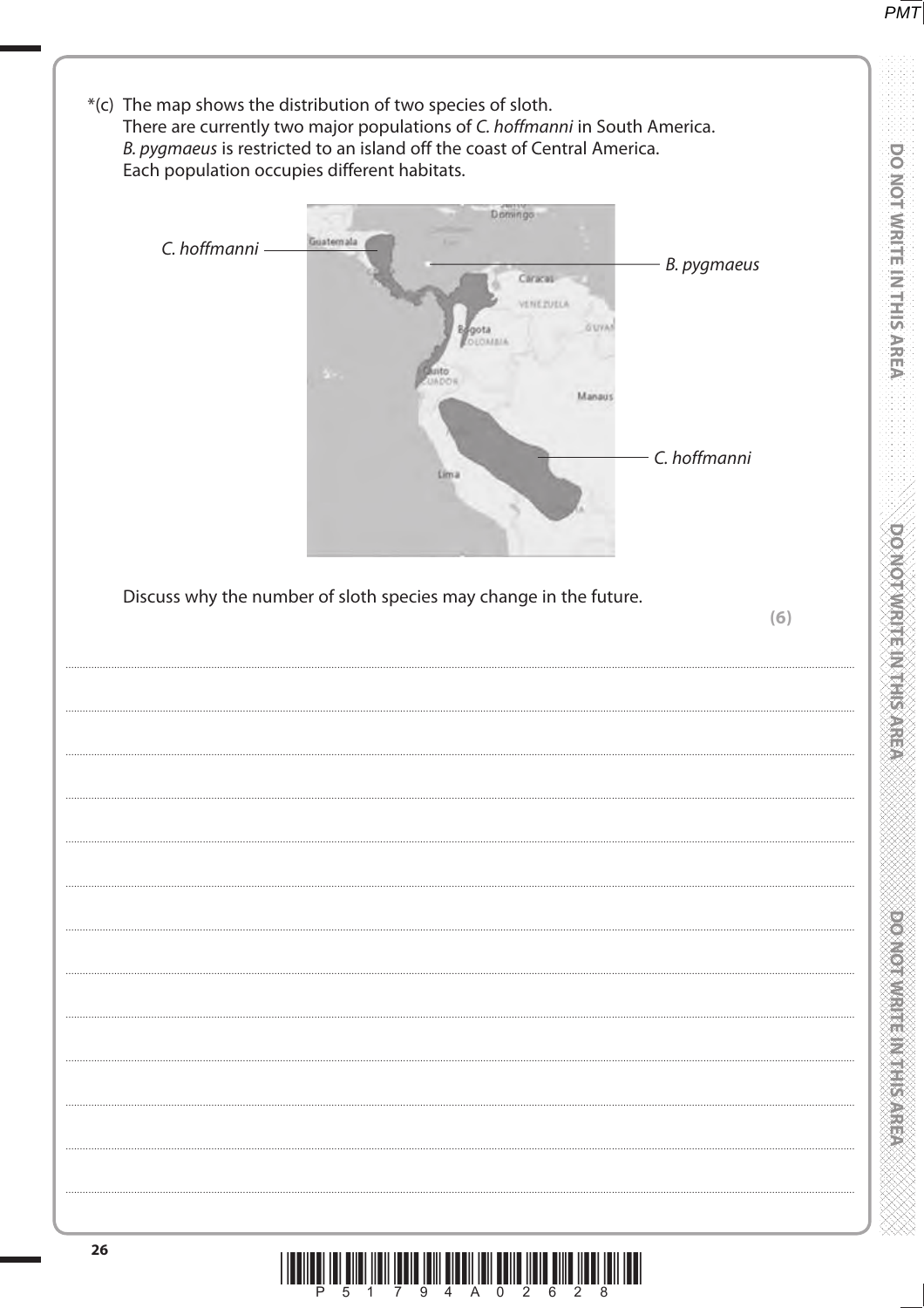*(c) The map shows the distribution of two species of sloth.
There are currently two major populations of *C. hoffmanni* in South America.
*B. pygmaeus* is restricted to an island off the coast of Central America.
Each population occupies different habitats.

C. hoffmanni

B. pygmaeus

C. hoffmanni

Discuss why the number of sloth species may change in the future.

**(6)**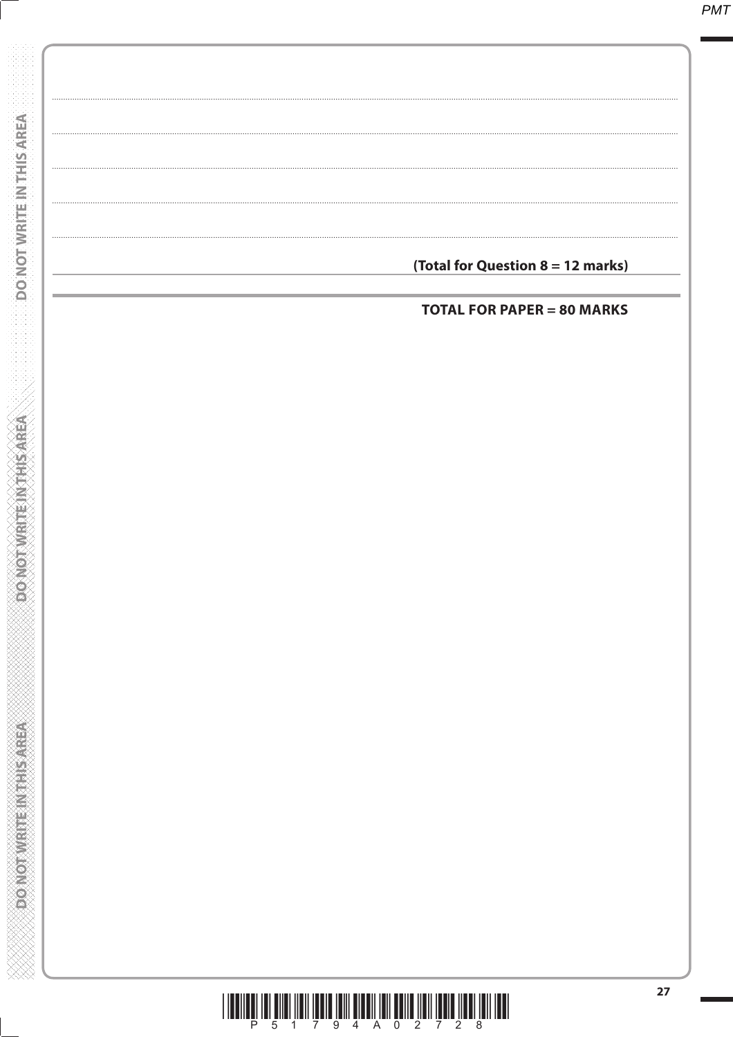**(Total for Question 8 = 12 marks)**

**TOTAL FOR PAPER = 80 MARKS**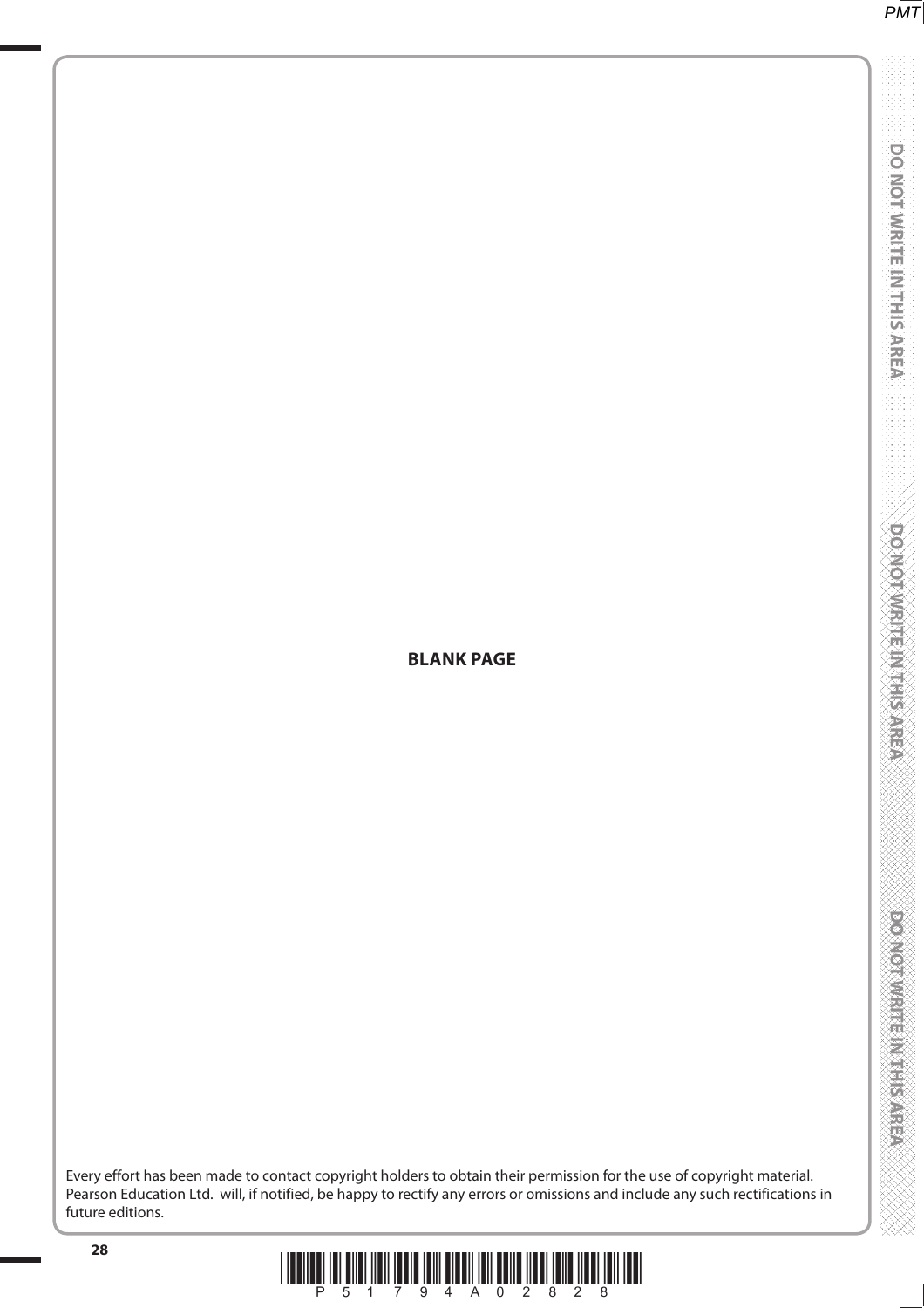**BLANK PAGE**

Every effort has been made to contact copyright holders to obtain their permission for the use of copyright material. Pearson Education Ltd. will, if notified, be happy to rectify any errors or omissions and include any such rectifications in future editions.